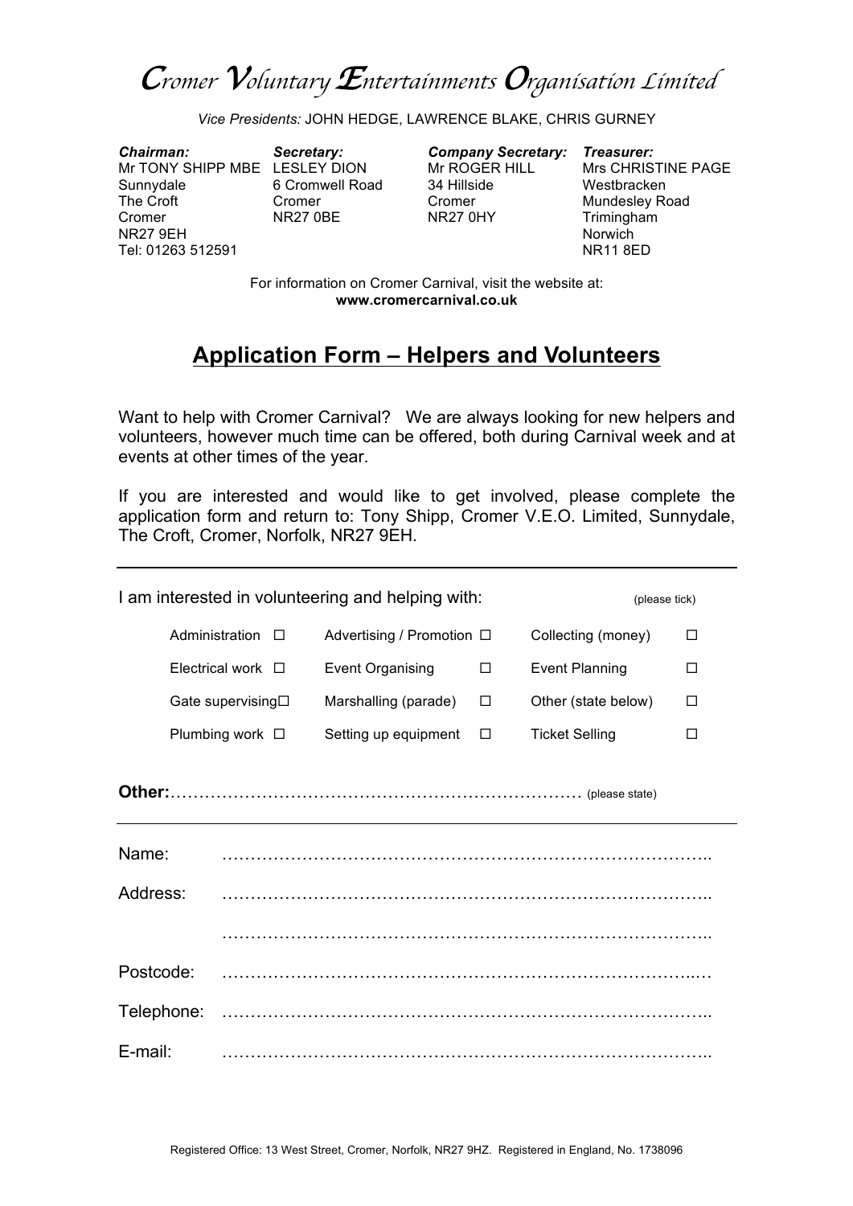# *Cromer Voluntary Entertainments Organisation Limited*

*Vice Presidents:* JOHN HEDGE, LAWRENCE BLAKE, CHRIS GURNEY

| ***Chairman:*** | ***Secretary:*** | ***Company Secretary:*** | ***Treasurer:*** |
|---|---|---|---|
| Mr TONY SHIPP MBE | LESLEY DION | Mr ROGER HILL | Mrs CHRISTINE PAGE |
| Sunnydale | 6 Cromwell Road | 34 Hillside | Westbracken |
| The Croft | Cromer | Cromer | Mundesley Road |
| Cromer | NR27 0BE | NR27 0HY | Trimingham |
| NR27 9EH | | | Norwich |
| Tel: 01263 512591 | | | NR11 8ED |

For information on Cromer Carnival, visit the website at:
**www.cromercarnival.co.uk**

## Application Form – Helpers and Volunteers

Want to help with Cromer Carnival? We are always looking for new helpers and volunteers, however much time can be offered, both during Carnival week and at events at other times of the year.

If you are interested and would like to get involved, please complete the application form and return to: Tony Shipp, Cromer V.E.O. Limited, Sunnydale, The Croft, Cromer, Norfolk, NR27 9EH.

---

I am interested in volunteering and helping with: (please tick)

| | | |
|---|---|---|
| Administration ☐ | Advertising / Promotion ☐ | Collecting (money) ☐ |
| Electrical work ☐ | Event Organising ☐ | Event Planning ☐ |
| Gate supervising ☐ | Marshalling (parade) ☐ | Other (state below) ☐ |
| Plumbing work ☐ | Setting up equipment ☐ | Ticket Selling ☐ |

**Other:**……………………………………………………………… (please state)

---

Name: ……………………………………………………………………………..

Address: ……………………………………………………………………………..

……………………………………………………………………………..

Postcode: ……………………………………………………………………………..

Telephone: ……………………………………………………………………………..

E-mail: ……………………………………………………………………………..

Registered Office: 13 West Street, Cromer, Norfolk, NR27 9HZ. Registered in England, No. 1738096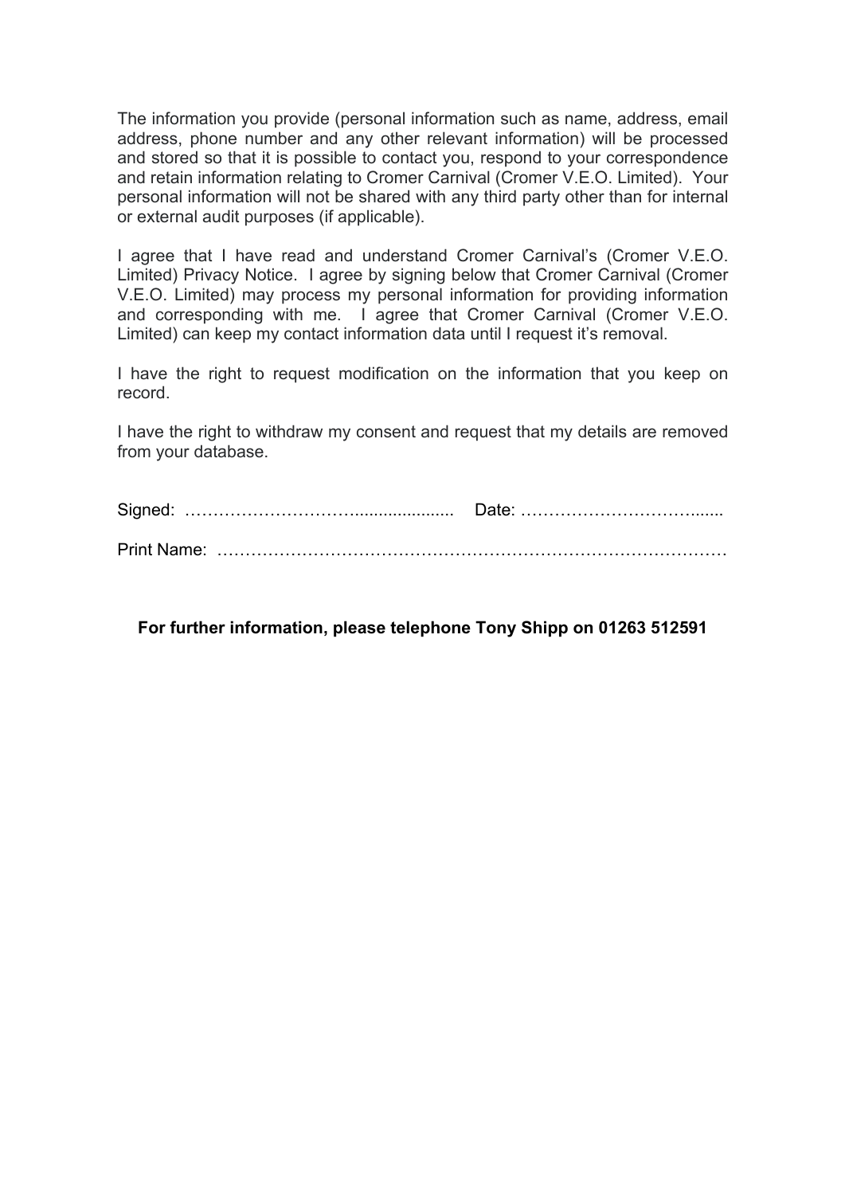The information you provide (personal information such as name, address, email address, phone number and any other relevant information) will be processed and stored so that it is possible to contact you, respond to your correspondence and retain information relating to Cromer Carnival (Cromer V.E.O. Limited). Your personal information will not be shared with any third party other than for internal or external audit purposes (if applicable).

I agree that I have read and understand Cromer Carnival's (Cromer V.E.O. Limited) Privacy Notice. I agree by signing below that Cromer Carnival (Cromer V.E.O. Limited) may process my personal information for providing information and corresponding with me. I agree that Cromer Carnival (Cromer V.E.O. Limited) can keep my contact information data until I request it's removal.

I have the right to request modification on the information that you keep on record.

I have the right to withdraw my consent and request that my details are removed from your database.

Signed: ………………………….................... Date: …………………………......

Print Name: ………………………………………………………………………………

**For further information, please telephone Tony Shipp on 01263 512591**